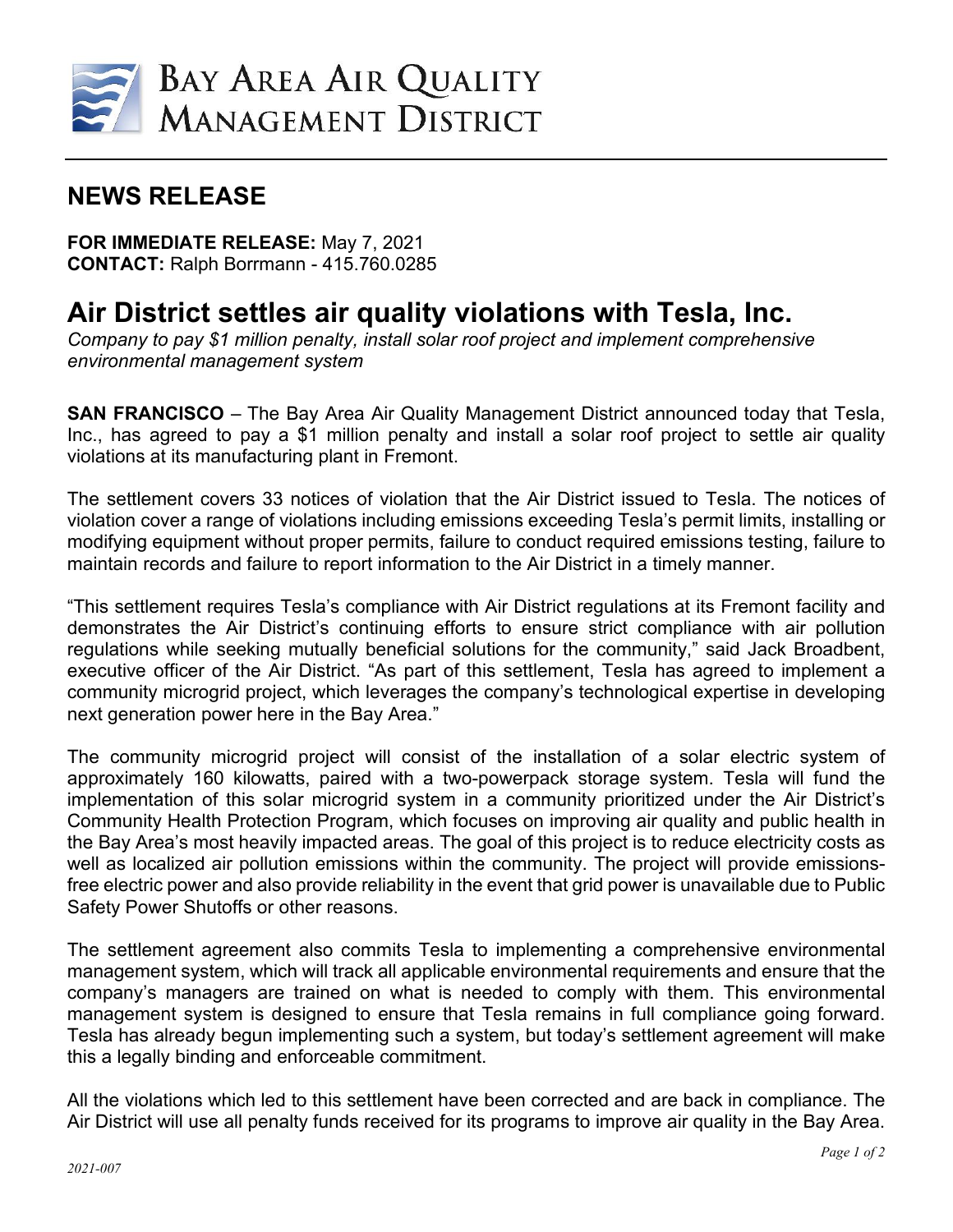BAY AREA AIR QUALITY MANAGEMENT DISTRICT

## NEWS RELEASE

**FOR IMMEDIATE RELEASE:** May 7, 2021
**CONTACT:** Ralph Borrmann - 415.760.0285

# Air District settles air quality violations with Tesla, Inc.

*Company to pay $1 million penalty, install solar roof project and implement comprehensive environmental management system*

**SAN FRANCISCO** – The Bay Area Air Quality Management District announced today that Tesla, Inc., has agreed to pay a $1 million penalty and install a solar roof project to settle air quality violations at its manufacturing plant in Fremont.

The settlement covers 33 notices of violation that the Air District issued to Tesla. The notices of violation cover a range of violations including emissions exceeding Tesla's permit limits, installing or modifying equipment without proper permits, failure to conduct required emissions testing, failure to maintain records and failure to report information to the Air District in a timely manner.

"This settlement requires Tesla's compliance with Air District regulations at its Fremont facility and demonstrates the Air District's continuing efforts to ensure strict compliance with air pollution regulations while seeking mutually beneficial solutions for the community," said Jack Broadbent, executive officer of the Air District. "As part of this settlement, Tesla has agreed to implement a community microgrid project, which leverages the company's technological expertise in developing next generation power here in the Bay Area."

The community microgrid project will consist of the installation of a solar electric system of approximately 160 kilowatts, paired with a two-powerpack storage system. Tesla will fund the implementation of this solar microgrid system in a community prioritized under the Air District's Community Health Protection Program, which focuses on improving air quality and public health in the Bay Area's most heavily impacted areas. The goal of this project is to reduce electricity costs as well as localized air pollution emissions within the community. The project will provide emissions-free electric power and also provide reliability in the event that grid power is unavailable due to Public Safety Power Shutoffs or other reasons.

The settlement agreement also commits Tesla to implementing a comprehensive environmental management system, which will track all applicable environmental requirements and ensure that the company's managers are trained on what is needed to comply with them. This environmental management system is designed to ensure that Tesla remains in full compliance going forward. Tesla has already begun implementing such a system, but today's settlement agreement will make this a legally binding and enforceable commitment.

All the violations which led to this settlement have been corrected and are back in compliance. The Air District will use all penalty funds received for its programs to improve air quality in the Bay Area.

2021-007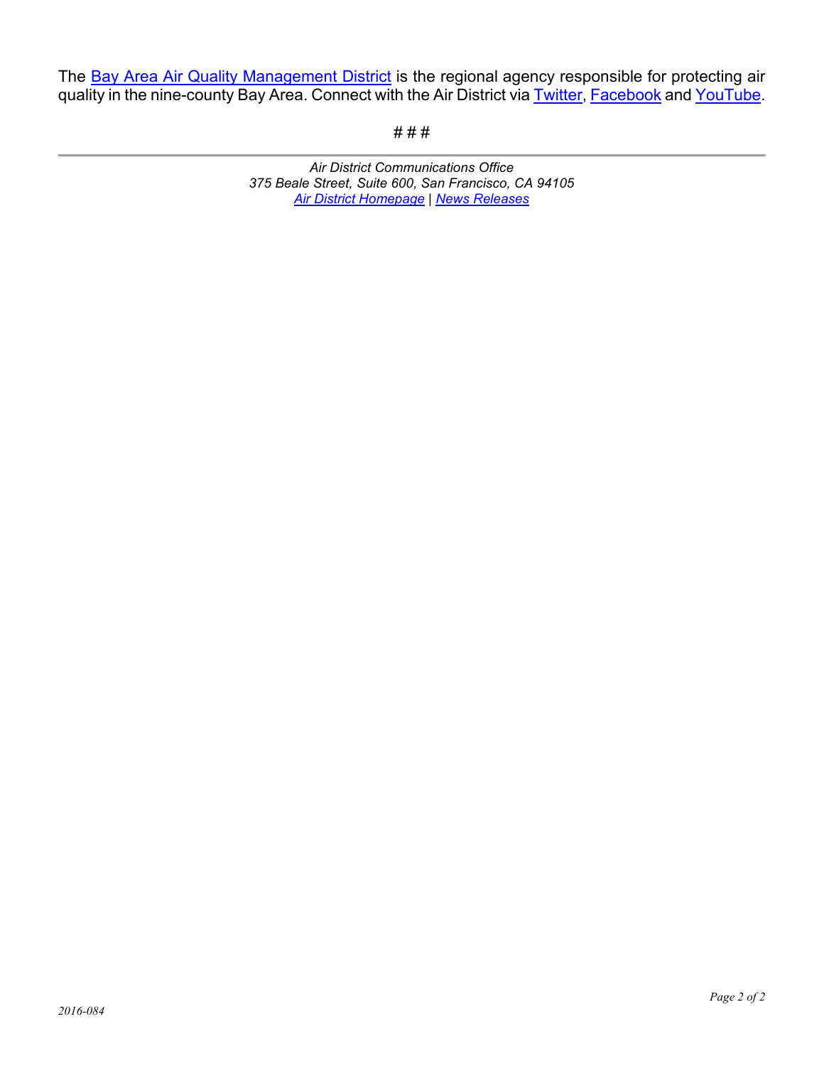The Bay Area Air Quality Management District is the regional agency responsible for protecting air quality in the nine-county Bay Area. Connect with the Air District via Twitter, Facebook and YouTube.

# # #

---

*Air District Communications Office*
*375 Beale Street, Suite 600, San Francisco, CA 94105*
*Air District Homepage | News Releases*

*2016-084*